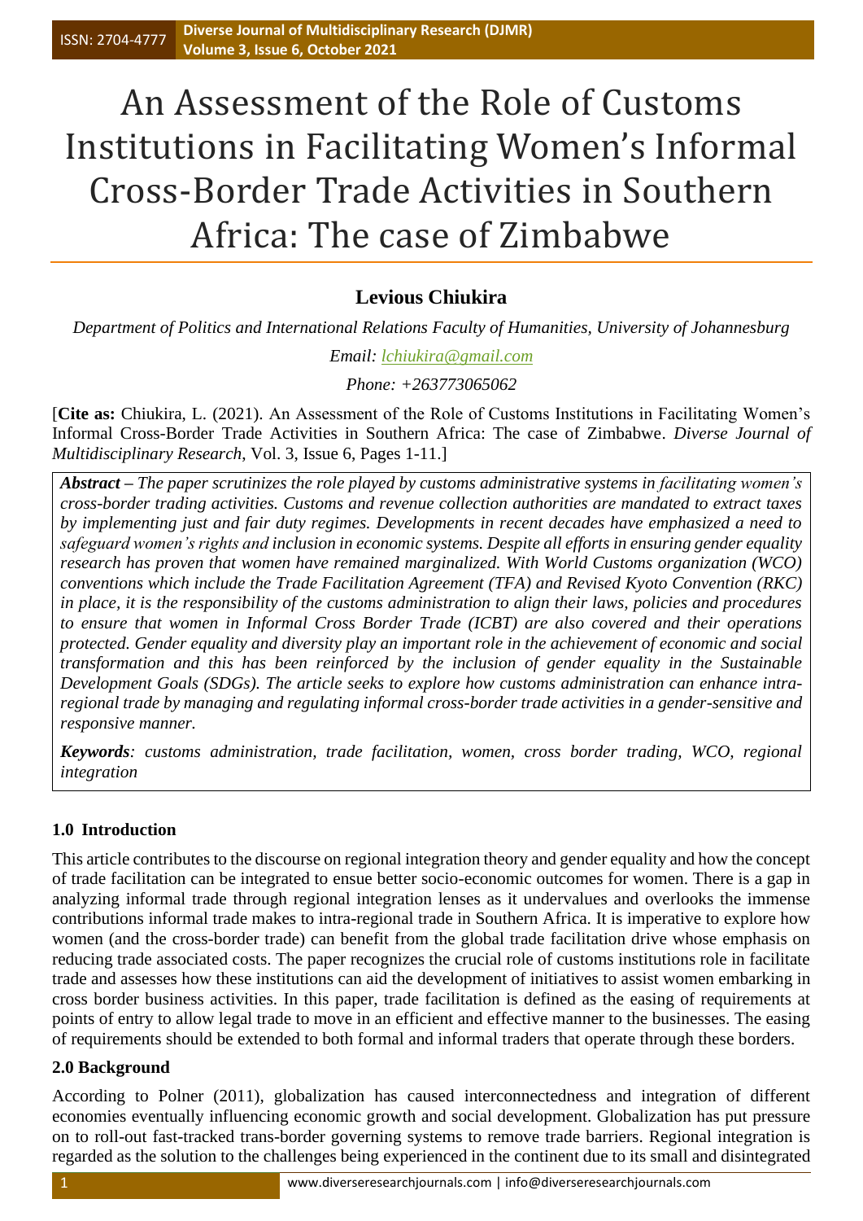# An Assessment of the Role of Customs Institutions in Facilitating Women's Informal Cross-Border Trade Activities in Southern Africa: The case of Zimbabwe

**Levious Chiukira**

*Department of Politics and International Relations Faculty of Humanities, University of Johannesburg*

*Email: lchiukira@gmail.com*

*Phone: +263773065062*

[**Cite as:** Chiukira, L. (2021). An Assessment of the Role of Customs Institutions in Facilitating Women's Informal Cross-Border Trade Activities in Southern Africa: The case of Zimbabwe. *Diverse Journal of Multidisciplinary Research*, Vol. 3, Issue 6, Pages 1-11.]

***Abstract** – The paper scrutinizes the role played by customs administrative systems in facilitating women's cross-border trading activities. Customs and revenue collection authorities are mandated to extract taxes by implementing just and fair duty regimes. Developments in recent decades have emphasized a need to safeguard women's rights and inclusion in economic systems. Despite all efforts in ensuring gender equality research has proven that women have remained marginalized. With World Customs organization (WCO) conventions which include the Trade Facilitation Agreement (TFA) and Revised Kyoto Convention (RKC) in place, it is the responsibility of the customs administration to align their laws, policies and procedures to ensure that women in Informal Cross Border Trade (ICBT) are also covered and their operations protected. Gender equality and diversity play an important role in the achievement of economic and social transformation and this has been reinforced by the inclusion of gender equality in the Sustainable Development Goals (SDGs). The article seeks to explore how customs administration can enhance intra-regional trade by managing and regulating informal cross-border trade activities in a gender-sensitive and responsive manner.*

***Keywords**: customs administration, trade facilitation, women, cross border trading, WCO, regional integration*

## 1.0 Introduction

This article contributes to the discourse on regional integration theory and gender equality and how the concept of trade facilitation can be integrated to ensue better socio-economic outcomes for women. There is a gap in analyzing informal trade through regional integration lenses as it undervalues and overlooks the immense contributions informal trade makes to intra-regional trade in Southern Africa. It is imperative to explore how women (and the cross-border trade) can benefit from the global trade facilitation drive whose emphasis on reducing trade associated costs. The paper recognizes the crucial role of customs institutions role in facilitate trade and assesses how these institutions can aid the development of initiatives to assist women embarking in cross border business activities. In this paper, trade facilitation is defined as the easing of requirements at points of entry to allow legal trade to move in an efficient and effective manner to the businesses. The easing of requirements should be extended to both formal and informal traders that operate through these borders.

## 2.0 Background

According to Polner (2011), globalization has caused interconnectedness and integration of different economies eventually influencing economic growth and social development. Globalization has put pressure on to roll-out fast-tracked trans-border governing systems to remove trade barriers. Regional integration is regarded as the solution to the challenges being experienced in the continent due to its small and disintegrated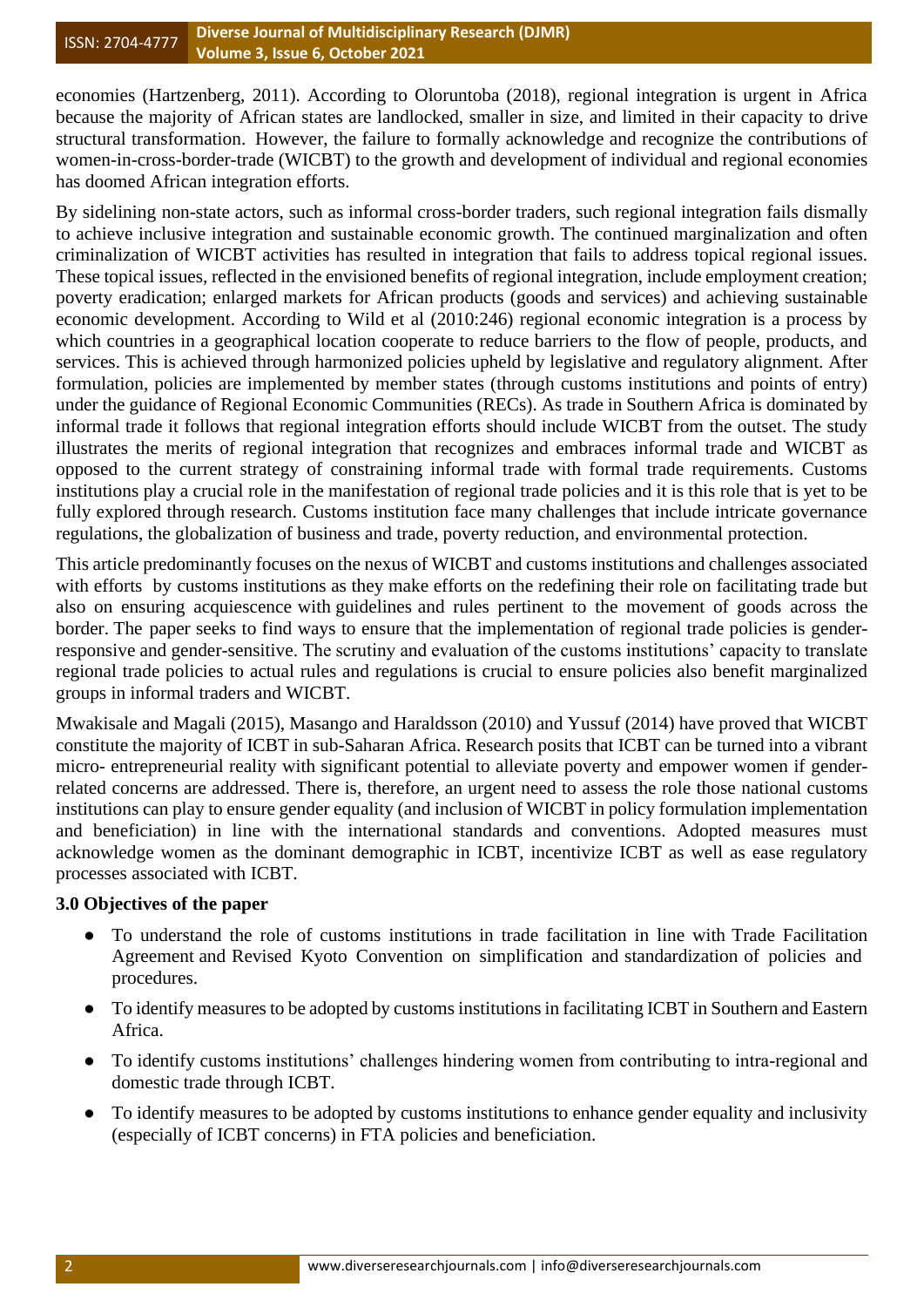economies (Hartzenberg, 2011). According to Oloruntoba (2018), regional integration is urgent in Africa because the majority of African states are landlocked, smaller in size, and limited in their capacity to drive structural transformation. However, the failure to formally acknowledge and recognize the contributions of women-in-cross-border-trade (WICBT) to the growth and development of individual and regional economies has doomed African integration efforts.

By sidelining non-state actors, such as informal cross-border traders, such regional integration fails dismally to achieve inclusive integration and sustainable economic growth. The continued marginalization and often criminalization of WICBT activities has resulted in integration that fails to address topical regional issues. These topical issues, reflected in the envisioned benefits of regional integration, include employment creation; poverty eradication; enlarged markets for African products (goods and services) and achieving sustainable economic development. According to Wild et al (2010:246) regional economic integration is a process by which countries in a geographical location cooperate to reduce barriers to the flow of people, products, and services. This is achieved through harmonized policies upheld by legislative and regulatory alignment. After formulation, policies are implemented by member states (through customs institutions and points of entry) under the guidance of Regional Economic Communities (RECs). As trade in Southern Africa is dominated by informal trade it follows that regional integration efforts should include WICBT from the outset. The study illustrates the merits of regional integration that recognizes and embraces informal trade and WICBT as opposed to the current strategy of constraining informal trade with formal trade requirements. Customs institutions play a crucial role in the manifestation of regional trade policies and it is this role that is yet to be fully explored through research. Customs institution face many challenges that include intricate governance regulations, the globalization of business and trade, poverty reduction, and environmental protection.

This article predominantly focuses on the nexus of WICBT and customs institutions and challenges associated with efforts by customs institutions as they make efforts on the redefining their role on facilitating trade but also on ensuring acquiescence with guidelines and rules pertinent to the movement of goods across the border. The paper seeks to find ways to ensure that the implementation of regional trade policies is gender-responsive and gender-sensitive. The scrutiny and evaluation of the customs institutions' capacity to translate regional trade policies to actual rules and regulations is crucial to ensure policies also benefit marginalized groups in informal traders and WICBT.

Mwakisale and Magali (2015), Masango and Haraldsson (2010) and Yussuf (2014) have proved that WICBT constitute the majority of ICBT in sub-Saharan Africa. Research posits that ICBT can be turned into a vibrant micro- entrepreneurial reality with significant potential to alleviate poverty and empower women if gender-related concerns are addressed. There is, therefore, an urgent need to assess the role those national customs institutions can play to ensure gender equality (and inclusion of WICBT in policy formulation implementation and beneficiation) in line with the international standards and conventions. Adopted measures must acknowledge women as the dominant demographic in ICBT, incentivize ICBT as well as ease regulatory processes associated with ICBT.

### 3.0 Objectives of the paper

- To understand the role of customs institutions in trade facilitation in line with Trade Facilitation Agreement and Revised Kyoto Convention on simplification and standardization of policies and procedures.
- To identify measures to be adopted by customs institutions in facilitating ICBT in Southern and Eastern Africa.
- To identify customs institutions' challenges hindering women from contributing to intra-regional and domestic trade through ICBT.
- To identify measures to be adopted by customs institutions to enhance gender equality and inclusivity (especially of ICBT concerns) in FTA policies and beneficiation.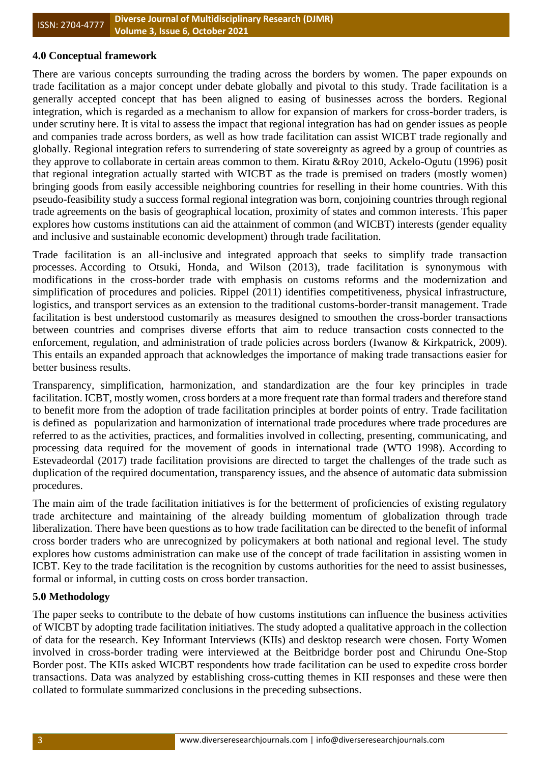### 4.0 Conceptual framework

There are various concepts surrounding the trading across the borders by women. The paper expounds on trade facilitation as a major concept under debate globally and pivotal to this study. Trade facilitation is a generally accepted concept that has been aligned to easing of businesses across the borders. Regional integration, which is regarded as a mechanism to allow for expansion of markers for cross-border traders, is under scrutiny here. It is vital to assess the impact that regional integration has had on gender issues as people and companies trade across borders, as well as how trade facilitation can assist WICBT trade regionally and globally. Regional integration refers to surrendering of state sovereignty as agreed by a group of countries as they approve to collaborate in certain areas common to them. Kiratu &Roy 2010, Ackelo-Ogutu (1996) posit that regional integration actually started with WICBT as the trade is premised on traders (mostly women) bringing goods from easily accessible neighboring countries for reselling in their home countries. With this pseudo-feasibility study a success formal regional integration was born, conjoining countries through regional trade agreements on the basis of geographical location, proximity of states and common interests. This paper explores how customs institutions can aid the attainment of common (and WICBT) interests (gender equality and inclusive and sustainable economic development) through trade facilitation.

Trade facilitation is an all-inclusive and integrated approach that seeks to simplify trade transaction processes. According to Otsuki, Honda, and Wilson (2013), trade facilitation is synonymous with modifications in the cross-border trade with emphasis on customs reforms and the modernization and simplification of procedures and policies. Rippel (2011) identifies competitiveness, physical infrastructure, logistics, and transport services as an extension to the traditional customs-border-transit management. Trade facilitation is best understood customarily as measures designed to smoothen the cross-border transactions between countries and comprises diverse efforts that aim to reduce transaction costs connected to the enforcement, regulation, and administration of trade policies across borders (Iwanow & Kirkpatrick, 2009). This entails an expanded approach that acknowledges the importance of making trade transactions easier for better business results.

Transparency, simplification, harmonization, and standardization are the four key principles in trade facilitation. ICBT, mostly women, cross borders at a more frequent rate than formal traders and therefore stand to benefit more from the adoption of trade facilitation principles at border points of entry. Trade facilitation is defined as popularization and harmonization of international trade procedures where trade procedures are referred to as the activities, practices, and formalities involved in collecting, presenting, communicating, and processing data required for the movement of goods in international trade (WTO 1998). According to Estevadeordal (2017) trade facilitation provisions are directed to target the challenges of the trade such as duplication of the required documentation, transparency issues, and the absence of automatic data submission procedures.

The main aim of the trade facilitation initiatives is for the betterment of proficiencies of existing regulatory trade architecture and maintaining of the already building momentum of globalization through trade liberalization. There have been questions as to how trade facilitation can be directed to the benefit of informal cross border traders who are unrecognized by policymakers at both national and regional level. The study explores how customs administration can make use of the concept of trade facilitation in assisting women in ICBT. Key to the trade facilitation is the recognition by customs authorities for the need to assist businesses, formal or informal, in cutting costs on cross border transaction.

### 5.0 Methodology

The paper seeks to contribute to the debate of how customs institutions can influence the business activities of WICBT by adopting trade facilitation initiatives. The study adopted a qualitative approach in the collection of data for the research. Key Informant Interviews (KIIs) and desktop research were chosen. Forty Women involved in cross-border trading were interviewed at the Beitbridge border post and Chirundu One-Stop Border post. The KIIs asked WICBT respondents how trade facilitation can be used to expedite cross border transactions. Data was analyzed by establishing cross-cutting themes in KII responses and these were then collated to formulate summarized conclusions in the preceding subsections.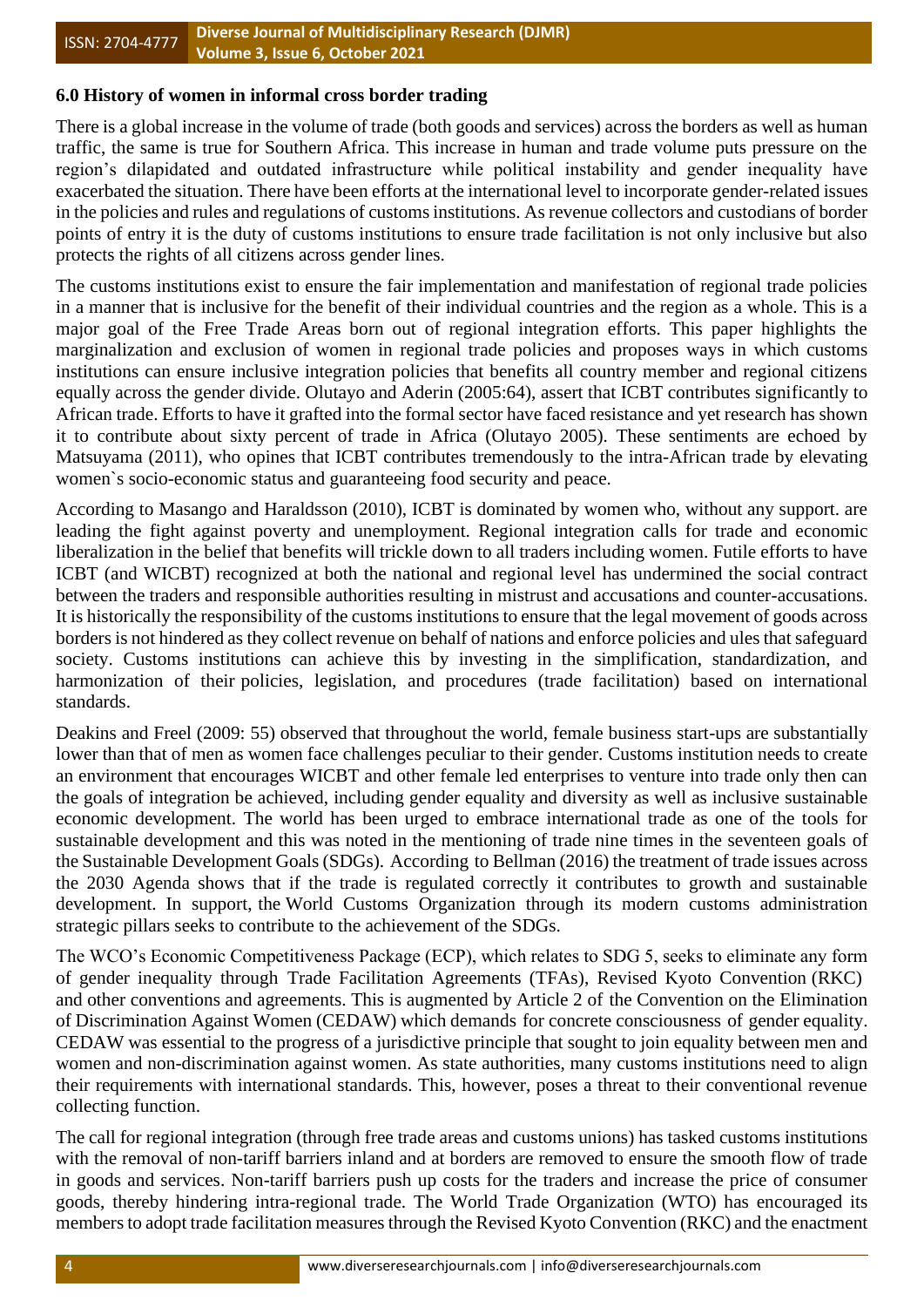**6.0 History of women in informal cross border trading**

There is a global increase in the volume of trade (both goods and services) across the borders as well as human traffic, the same is true for Southern Africa. This increase in human and trade volume puts pressure on the region's dilapidated and outdated infrastructure while political instability and gender inequality have exacerbated the situation. There have been efforts at the international level to incorporate gender-related issues in the policies and rules and regulations of customs institutions. As revenue collectors and custodians of border points of entry it is the duty of customs institutions to ensure trade facilitation is not only inclusive but also protects the rights of all citizens across gender lines.

The customs institutions exist to ensure the fair implementation and manifestation of regional trade policies in a manner that is inclusive for the benefit of their individual countries and the region as a whole. This is a major goal of the Free Trade Areas born out of regional integration efforts. This paper highlights the marginalization and exclusion of women in regional trade policies and proposes ways in which customs institutions can ensure inclusive integration policies that benefits all country member and regional citizens equally across the gender divide. Olutayo and Aderin (2005:64), assert that ICBT contributes significantly to African trade. Efforts to have it grafted into the formal sector have faced resistance and yet research has shown it to contribute about sixty percent of trade in Africa (Olutayo 2005). These sentiments are echoed by Matsuyama (2011), who opines that ICBT contributes tremendously to the intra-African trade by elevating women`s socio-economic status and guaranteeing food security and peace.

According to Masango and Haraldsson (2010), ICBT is dominated by women who, without any support. are leading the fight against poverty and unemployment. Regional integration calls for trade and economic liberalization in the belief that benefits will trickle down to all traders including women. Futile efforts to have ICBT (and WICBT) recognized at both the national and regional level has undermined the social contract between the traders and responsible authorities resulting in mistrust and accusations and counter-accusations. It is historically the responsibility of the customs institutions to ensure that the legal movement of goods across borders is not hindered as they collect revenue on behalf of nations and enforce policies and ules that safeguard society. Customs institutions can achieve this by investing in the simplification, standardization, and harmonization of their policies, legislation, and procedures (trade facilitation) based on international standards.

Deakins and Freel (2009: 55) observed that throughout the world, female business start-ups are substantially lower than that of men as women face challenges peculiar to their gender. Customs institution needs to create an environment that encourages WICBT and other female led enterprises to venture into trade only then can the goals of integration be achieved, including gender equality and diversity as well as inclusive sustainable economic development. The world has been urged to embrace international trade as one of the tools for sustainable development and this was noted in the mentioning of trade nine times in the seventeen goals of the Sustainable Development Goals (SDGs). According to Bellman (2016) the treatment of trade issues across the 2030 Agenda shows that if the trade is regulated correctly it contributes to growth and sustainable development. In support, the World Customs Organization through its modern customs administration strategic pillars seeks to contribute to the achievement of the SDGs.

The WCO's Economic Competitiveness Package (ECP), which relates to SDG 5, seeks to eliminate any form of gender inequality through Trade Facilitation Agreements (TFAs), Revised Kyoto Convention (RKC) and other conventions and agreements. This is augmented by Article 2 of the Convention on the Elimination of Discrimination Against Women (CEDAW) which demands for concrete consciousness of gender equality. CEDAW was essential to the progress of a jurisdictive principle that sought to join equality between men and women and non-discrimination against women. As state authorities, many customs institutions need to align their requirements with international standards. This, however, poses a threat to their conventional revenue collecting function.

The call for regional integration (through free trade areas and customs unions) has tasked customs institutions with the removal of non-tariff barriers inland and at borders are removed to ensure the smooth flow of trade in goods and services. Non-tariff barriers push up costs for the traders and increase the price of consumer goods, thereby hindering intra-regional trade. The World Trade Organization (WTO) has encouraged its members to adopt trade facilitation measures through the Revised Kyoto Convention (RKC) and the enactment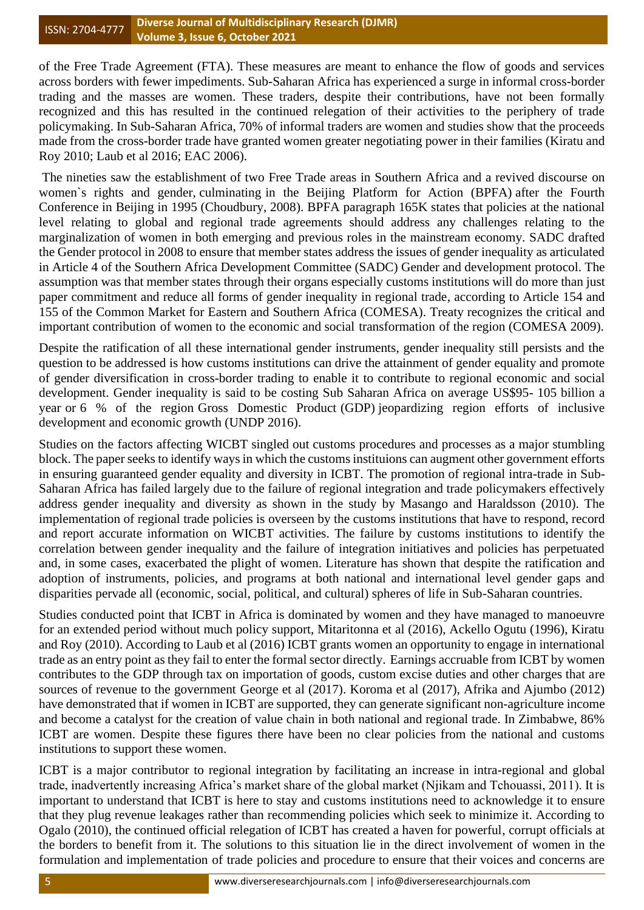of the Free Trade Agreement (FTA). These measures are meant to enhance the flow of goods and services across borders with fewer impediments. Sub-Saharan Africa has experienced a surge in informal cross-border trading and the masses are women. These traders, despite their contributions, have not been formally recognized and this has resulted in the continued relegation of their activities to the periphery of trade policymaking. In Sub-Saharan Africa, 70% of informal traders are women and studies show that the proceeds made from the cross-border trade have granted women greater negotiating power in their families (Kiratu and Roy 2010; Laub et al 2016; EAC 2006).

The nineties saw the establishment of two Free Trade areas in Southern Africa and a revived discourse on women`s rights and gender, culminating in the Beijing Platform for Action (BPFA) after the Fourth Conference in Beijing in 1995 (Choudbury, 2008). BPFA paragraph 165K states that policies at the national level relating to global and regional trade agreements should address any challenges relating to the marginalization of women in both emerging and previous roles in the mainstream economy. SADC drafted the Gender protocol in 2008 to ensure that member states address the issues of gender inequality as articulated in Article 4 of the Southern Africa Development Committee (SADC) Gender and development protocol. The assumption was that member states through their organs especially customs institutions will do more than just paper commitment and reduce all forms of gender inequality in regional trade, according to Article 154 and 155 of the Common Market for Eastern and Southern Africa (COMESA). Treaty recognizes the critical and important contribution of women to the economic and social transformation of the region (COMESA 2009).

Despite the ratification of all these international gender instruments, gender inequality still persists and the question to be addressed is how customs institutions can drive the attainment of gender equality and promote of gender diversification in cross-border trading to enable it to contribute to regional economic and social development. Gender inequality is said to be costing Sub Saharan Africa on average US$95- 105 billion a year or 6 % of the region Gross Domestic Product (GDP) jeopardizing region efforts of inclusive development and economic growth (UNDP 2016).

Studies on the factors affecting WICBT singled out customs procedures and processes as a major stumbling block. The paper seeks to identify ways in which the customs instituions can augment other government efforts in ensuring guaranteed gender equality and diversity in ICBT. The promotion of regional intra-trade in Sub-Saharan Africa has failed largely due to the failure of regional integration and trade policymakers effectively address gender inequality and diversity as shown in the study by Masango and Haraldsson (2010). The implementation of regional trade policies is overseen by the customs institutions that have to respond, record and report accurate information on WICBT activities. The failure by customs institutions to identify the correlation between gender inequality and the failure of integration initiatives and policies has perpetuated and, in some cases, exacerbated the plight of women. Literature has shown that despite the ratification and adoption of instruments, policies, and programs at both national and international level gender gaps and disparities pervade all (economic, social, political, and cultural) spheres of life in Sub-Saharan countries.

Studies conducted point that ICBT in Africa is dominated by women and they have managed to manoeuvre for an extended period without much policy support, Mitaritonna et al (2016), Ackello Ogutu (1996), Kiratu and Roy (2010). According to Laub et al (2016) ICBT grants women an opportunity to engage in international trade as an entry point as they fail to enter the formal sector directly. Earnings accruable from ICBT by women contributes to the GDP through tax on importation of goods, custom excise duties and other charges that are sources of revenue to the government George et al (2017). Koroma et al (2017), Afrika and Ajumbo (2012) have demonstrated that if women in ICBT are supported, they can generate significant non-agriculture income and become a catalyst for the creation of value chain in both national and regional trade. In Zimbabwe, 86% ICBT are women. Despite these figures there have been no clear policies from the national and customs institutions to support these women.

ICBT is a major contributor to regional integration by facilitating an increase in intra-regional and global trade, inadvertently increasing Africa's market share of the global market (Njikam and Tchouassi, 2011). It is important to understand that ICBT is here to stay and customs institutions need to acknowledge it to ensure that they plug revenue leakages rather than recommending policies which seek to minimize it. According to Ogalo (2010), the continued official relegation of ICBT has created a haven for powerful, corrupt officials at the borders to benefit from it. The solutions to this situation lie in the direct involvement of women in the formulation and implementation of trade policies and procedure to ensure that their voices and concerns are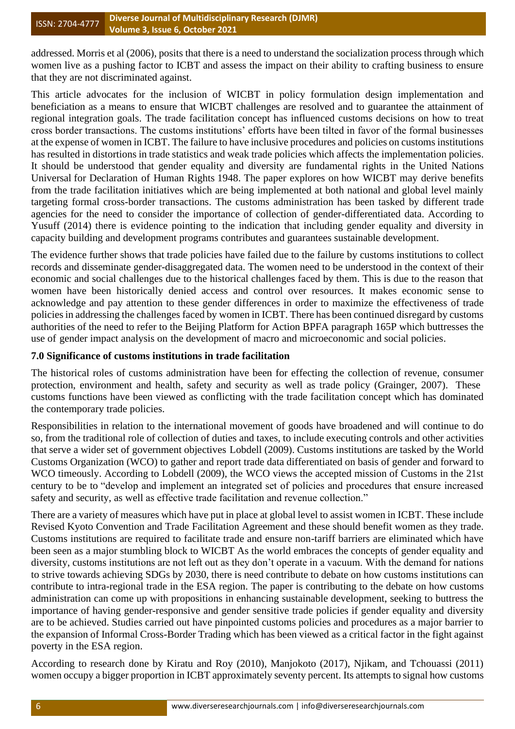addressed. Morris et al (2006), posits that there is a need to understand the socialization process through which women live as a pushing factor to ICBT and assess the impact on their ability to crafting business to ensure that they are not discriminated against.

This article advocates for the inclusion of WICBT in policy formulation design implementation and beneficiation as a means to ensure that WICBT challenges are resolved and to guarantee the attainment of regional integration goals. The trade facilitation concept has influenced customs decisions on how to treat cross border transactions. The customs institutions' efforts have been tilted in favor of the formal businesses at the expense of women in ICBT. The failure to have inclusive procedures and policies on customs institutions has resulted in distortions in trade statistics and weak trade policies which affects the implementation policies. It should be understood that gender equality and diversity are fundamental rights in the United Nations Universal for Declaration of Human Rights 1948. The paper explores on how WICBT may derive benefits from the trade facilitation initiatives which are being implemented at both national and global level mainly targeting formal cross-border transactions. The customs administration has been tasked by different trade agencies for the need to consider the importance of collection of gender-differentiated data. According to Yusuff (2014) there is evidence pointing to the indication that including gender equality and diversity in capacity building and development programs contributes and guarantees sustainable development.

The evidence further shows that trade policies have failed due to the failure by customs institutions to collect records and disseminate gender-disaggregated data. The women need to be understood in the context of their economic and social challenges due to the historical challenges faced by them. This is due to the reason that women have been historically denied access and control over resources. It makes economic sense to acknowledge and pay attention to these gender differences in order to maximize the effectiveness of trade policies in addressing the challenges faced by women in ICBT. There has been continued disregard by customs authorities of the need to refer to the Beijing Platform for Action BPFA paragraph 165P which buttresses the use of gender impact analysis on the development of macro and microeconomic and social policies.

### 7.0 Significance of customs institutions in trade facilitation

The historical roles of customs administration have been for effecting the collection of revenue, consumer protection, environment and health, safety and security as well as trade policy (Grainger, 2007). These customs functions have been viewed as conflicting with the trade facilitation concept which has dominated the contemporary trade policies.

Responsibilities in relation to the international movement of goods have broadened and will continue to do so, from the traditional role of collection of duties and taxes, to include executing controls and other activities that serve a wider set of government objectives Lobdell (2009). Customs institutions are tasked by the World Customs Organization (WCO) to gather and report trade data differentiated on basis of gender and forward to WCO timeously. According to Lobdell (2009), the WCO views the accepted mission of Customs in the 21st century to be to "develop and implement an integrated set of policies and procedures that ensure increased safety and security, as well as effective trade facilitation and revenue collection."

There are a variety of measures which have put in place at global level to assist women in ICBT. These include Revised Kyoto Convention and Trade Facilitation Agreement and these should benefit women as they trade. Customs institutions are required to facilitate trade and ensure non-tariff barriers are eliminated which have been seen as a major stumbling block to WICBT As the world embraces the concepts of gender equality and diversity, customs institutions are not left out as they don't operate in a vacuum. With the demand for nations to strive towards achieving SDGs by 2030, there is need contribute to debate on how customs institutions can contribute to intra-regional trade in the ESA region. The paper is contributing to the debate on how customs administration can come up with propositions in enhancing sustainable development, seeking to buttress the importance of having gender-responsive and gender sensitive trade policies if gender equality and diversity are to be achieved. Studies carried out have pinpointed customs policies and procedures as a major barrier to the expansion of Informal Cross-Border Trading which has been viewed as a critical factor in the fight against poverty in the ESA region.

According to research done by Kiratu and Roy (2010), Manjokoto (2017), Njikam, and Tchouassi (2011) women occupy a bigger proportion in ICBT approximately seventy percent. Its attempts to signal how customs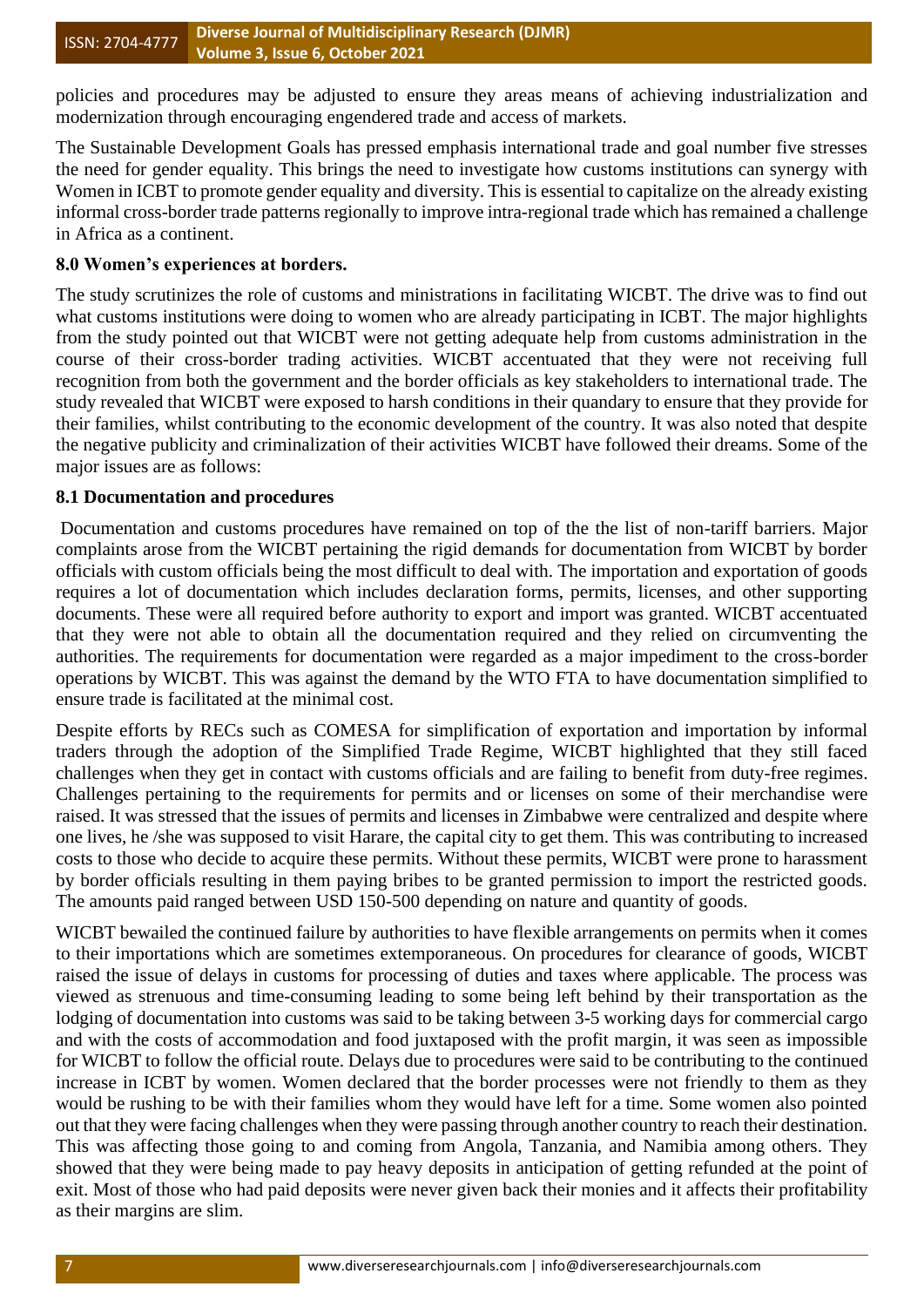policies and procedures may be adjusted to ensure they areas means of achieving industrialization and modernization through encouraging engendered trade and access of markets.

The Sustainable Development Goals has pressed emphasis international trade and goal number five stresses the need for gender equality. This brings the need to investigate how customs institutions can synergy with Women in ICBT to promote gender equality and diversity. This is essential to capitalize on the already existing informal cross-border trade patterns regionally to improve intra-regional trade which has remained a challenge in Africa as a continent.

## 8.0 Women's experiences at borders.

The study scrutinizes the role of customs and ministrations in facilitating WICBT. The drive was to find out what customs institutions were doing to women who are already participating in ICBT. The major highlights from the study pointed out that WICBT were not getting adequate help from customs administration in the course of their cross-border trading activities. WICBT accentuated that they were not receiving full recognition from both the government and the border officials as key stakeholders to international trade. The study revealed that WICBT were exposed to harsh conditions in their quandary to ensure that they provide for their families, whilst contributing to the economic development of the country. It was also noted that despite the negative publicity and criminalization of their activities WICBT have followed their dreams. Some of the major issues are as follows:

### 8.1 Documentation and procedures

Documentation and customs procedures have remained on top of the the list of non-tariff barriers. Major complaints arose from the WICBT pertaining the rigid demands for documentation from WICBT by border officials with custom officials being the most difficult to deal with. The importation and exportation of goods requires a lot of documentation which includes declaration forms, permits, licenses, and other supporting documents. These were all required before authority to export and import was granted. WICBT accentuated that they were not able to obtain all the documentation required and they relied on circumventing the authorities. The requirements for documentation were regarded as a major impediment to the cross-border operations by WICBT. This was against the demand by the WTO FTA to have documentation simplified to ensure trade is facilitated at the minimal cost.

Despite efforts by RECs such as COMESA for simplification of exportation and importation by informal traders through the adoption of the Simplified Trade Regime, WICBT highlighted that they still faced challenges when they get in contact with customs officials and are failing to benefit from duty-free regimes. Challenges pertaining to the requirements for permits and or licenses on some of their merchandise were raised. It was stressed that the issues of permits and licenses in Zimbabwe were centralized and despite where one lives, he /she was supposed to visit Harare, the capital city to get them. This was contributing to increased costs to those who decide to acquire these permits. Without these permits, WICBT were prone to harassment by border officials resulting in them paying bribes to be granted permission to import the restricted goods. The amounts paid ranged between USD 150-500 depending on nature and quantity of goods.

WICBT bewailed the continued failure by authorities to have flexible arrangements on permits when it comes to their importations which are sometimes extemporaneous. On procedures for clearance of goods, WICBT raised the issue of delays in customs for processing of duties and taxes where applicable. The process was viewed as strenuous and time-consuming leading to some being left behind by their transportation as the lodging of documentation into customs was said to be taking between 3-5 working days for commercial cargo and with the costs of accommodation and food juxtaposed with the profit margin, it was seen as impossible for WICBT to follow the official route. Delays due to procedures were said to be contributing to the continued increase in ICBT by women. Women declared that the border processes were not friendly to them as they would be rushing to be with their families whom they would have left for a time. Some women also pointed out that they were facing challenges when they were passing through another country to reach their destination. This was affecting those going to and coming from Angola, Tanzania, and Namibia among others. They showed that they were being made to pay heavy deposits in anticipation of getting refunded at the point of exit. Most of those who had paid deposits were never given back their monies and it affects their profitability as their margins are slim.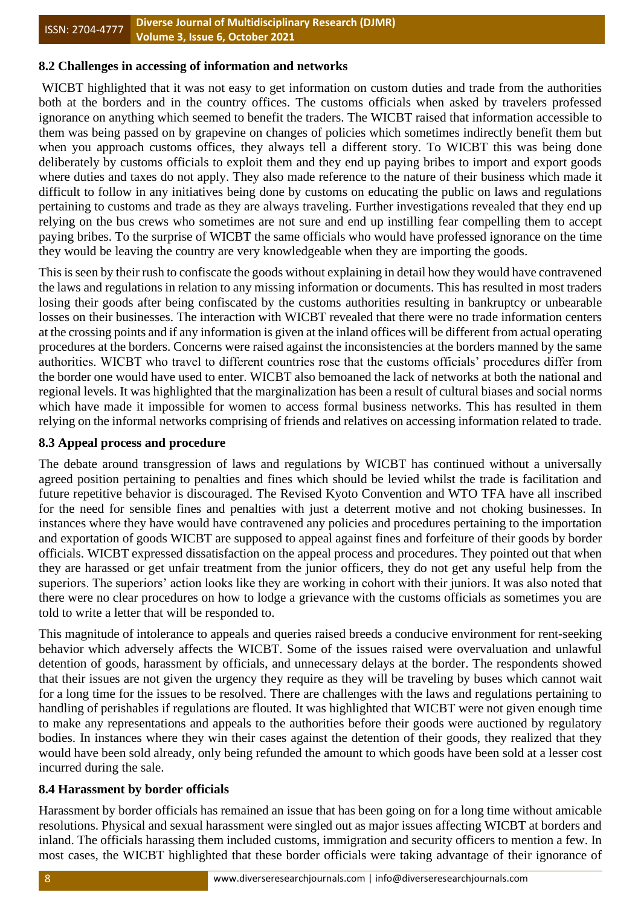### 8.2 Challenges in accessing of information and networks

WICBT highlighted that it was not easy to get information on custom duties and trade from the authorities both at the borders and in the country offices. The customs officials when asked by travelers professed ignorance on anything which seemed to benefit the traders. The WICBT raised that information accessible to them was being passed on by grapevine on changes of policies which sometimes indirectly benefit them but when you approach customs offices, they always tell a different story. To WICBT this was being done deliberately by customs officials to exploit them and they end up paying bribes to import and export goods where duties and taxes do not apply. They also made reference to the nature of their business which made it difficult to follow in any initiatives being done by customs on educating the public on laws and regulations pertaining to customs and trade as they are always traveling. Further investigations revealed that they end up relying on the bus crews who sometimes are not sure and end up instilling fear compelling them to accept paying bribes. To the surprise of WICBT the same officials who would have professed ignorance on the time they would be leaving the country are very knowledgeable when they are importing the goods.

This is seen by their rush to confiscate the goods without explaining in detail how they would have contravened the laws and regulations in relation to any missing information or documents. This has resulted in most traders losing their goods after being confiscated by the customs authorities resulting in bankruptcy or unbearable losses on their businesses. The interaction with WICBT revealed that there were no trade information centers at the crossing points and if any information is given at the inland offices will be different from actual operating procedures at the borders. Concerns were raised against the inconsistencies at the borders manned by the same authorities. WICBT who travel to different countries rose that the customs officials' procedures differ from the border one would have used to enter. WICBT also bemoaned the lack of networks at both the national and regional levels. It was highlighted that the marginalization has been a result of cultural biases and social norms which have made it impossible for women to access formal business networks. This has resulted in them relying on the informal networks comprising of friends and relatives on accessing information related to trade.

### 8.3 Appeal process and procedure

The debate around transgression of laws and regulations by WICBT has continued without a universally agreed position pertaining to penalties and fines which should be levied whilst the trade is facilitation and future repetitive behavior is discouraged. The Revised Kyoto Convention and WTO TFA have all inscribed for the need for sensible fines and penalties with just a deterrent motive and not choking businesses. In instances where they have would have contravened any policies and procedures pertaining to the importation and exportation of goods WICBT are supposed to appeal against fines and forfeiture of their goods by border officials. WICBT expressed dissatisfaction on the appeal process and procedures. They pointed out that when they are harassed or get unfair treatment from the junior officers, they do not get any useful help from the superiors. The superiors' action looks like they are working in cohort with their juniors. It was also noted that there were no clear procedures on how to lodge a grievance with the customs officials as sometimes you are told to write a letter that will be responded to.

This magnitude of intolerance to appeals and queries raised breeds a conducive environment for rent-seeking behavior which adversely affects the WICBT. Some of the issues raised were overvaluation and unlawful detention of goods, harassment by officials, and unnecessary delays at the border. The respondents showed that their issues are not given the urgency they require as they will be traveling by buses which cannot wait for a long time for the issues to be resolved. There are challenges with the laws and regulations pertaining to handling of perishables if regulations are flouted. It was highlighted that WICBT were not given enough time to make any representations and appeals to the authorities before their goods were auctioned by regulatory bodies. In instances where they win their cases against the detention of their goods, they realized that they would have been sold already, only being refunded the amount to which goods have been sold at a lesser cost incurred during the sale.

### 8.4 Harassment by border officials

Harassment by border officials has remained an issue that has been going on for a long time without amicable resolutions. Physical and sexual harassment were singled out as major issues affecting WICBT at borders and inland. The officials harassing them included customs, immigration and security officers to mention a few. In most cases, the WICBT highlighted that these border officials were taking advantage of their ignorance of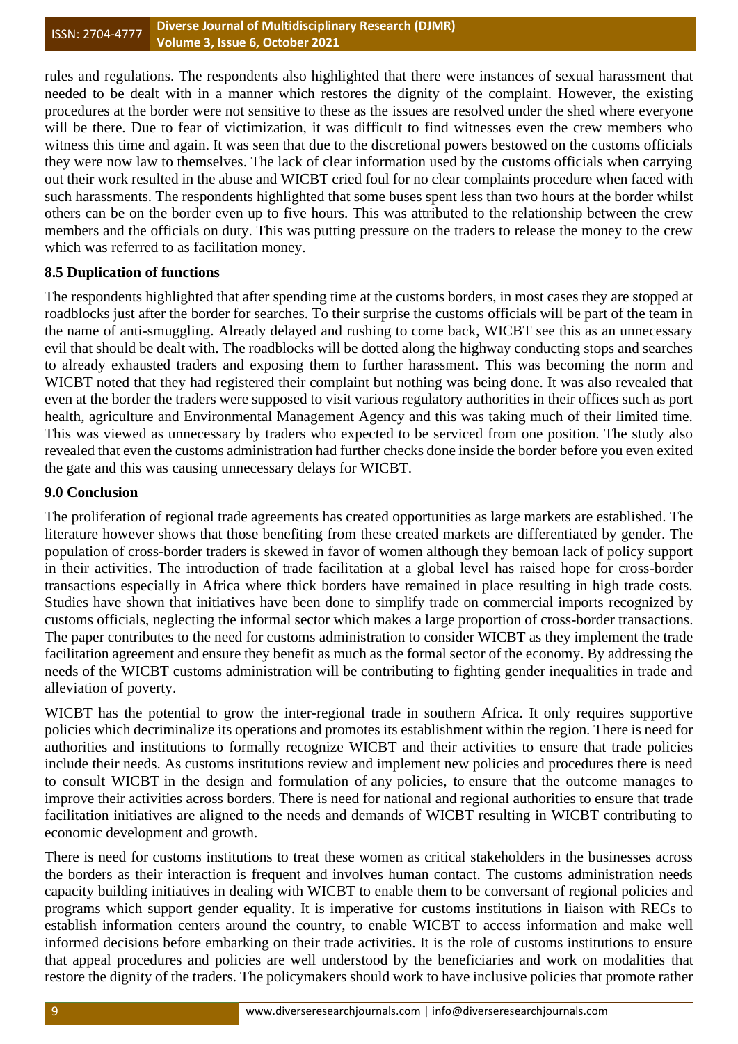rules and regulations. The respondents also highlighted that there were instances of sexual harassment that needed to be dealt with in a manner which restores the dignity of the complaint. However, the existing procedures at the border were not sensitive to these as the issues are resolved under the shed where everyone will be there. Due to fear of victimization, it was difficult to find witnesses even the crew members who witness this time and again. It was seen that due to the discretional powers bestowed on the customs officials they were now law to themselves. The lack of clear information used by the customs officials when carrying out their work resulted in the abuse and WICBT cried foul for no clear complaints procedure when faced with such harassments. The respondents highlighted that some buses spent less than two hours at the border whilst others can be on the border even up to five hours. This was attributed to the relationship between the crew members and the officials on duty. This was putting pressure on the traders to release the money to the crew which was referred to as facilitation money.

### 8.5 Duplication of functions

The respondents highlighted that after spending time at the customs borders, in most cases they are stopped at roadblocks just after the border for searches. To their surprise the customs officials will be part of the team in the name of anti-smuggling. Already delayed and rushing to come back, WICBT see this as an unnecessary evil that should be dealt with. The roadblocks will be dotted along the highway conducting stops and searches to already exhausted traders and exposing them to further harassment. This was becoming the norm and WICBT noted that they had registered their complaint but nothing was being done. It was also revealed that even at the border the traders were supposed to visit various regulatory authorities in their offices such as port health, agriculture and Environmental Management Agency and this was taking much of their limited time. This was viewed as unnecessary by traders who expected to be serviced from one position. The study also revealed that even the customs administration had further checks done inside the border before you even exited the gate and this was causing unnecessary delays for WICBT.

## 9.0 Conclusion

The proliferation of regional trade agreements has created opportunities as large markets are established. The literature however shows that those benefiting from these created markets are differentiated by gender. The population of cross-border traders is skewed in favor of women although they bemoan lack of policy support in their activities. The introduction of trade facilitation at a global level has raised hope for cross-border transactions especially in Africa where thick borders have remained in place resulting in high trade costs. Studies have shown that initiatives have been done to simplify trade on commercial imports recognized by customs officials, neglecting the informal sector which makes a large proportion of cross-border transactions. The paper contributes to the need for customs administration to consider WICBT as they implement the trade facilitation agreement and ensure they benefit as much as the formal sector of the economy. By addressing the needs of the WICBT customs administration will be contributing to fighting gender inequalities in trade and alleviation of poverty.

WICBT has the potential to grow the inter-regional trade in southern Africa. It only requires supportive policies which decriminalize its operations and promotes its establishment within the region. There is need for authorities and institutions to formally recognize WICBT and their activities to ensure that trade policies include their needs. As customs institutions review and implement new policies and procedures there is need to consult WICBT in the design and formulation of any policies, to ensure that the outcome manages to improve their activities across borders. There is need for national and regional authorities to ensure that trade facilitation initiatives are aligned to the needs and demands of WICBT resulting in WICBT contributing to economic development and growth.

There is need for customs institutions to treat these women as critical stakeholders in the businesses across the borders as their interaction is frequent and involves human contact. The customs administration needs capacity building initiatives in dealing with WICBT to enable them to be conversant of regional policies and programs which support gender equality. It is imperative for customs institutions in liaison with RECs to establish information centers around the country, to enable WICBT to access information and make well informed decisions before embarking on their trade activities. It is the role of customs institutions to ensure that appeal procedures and policies are well understood by the beneficiaries and work on modalities that restore the dignity of the traders. The policymakers should work to have inclusive policies that promote rather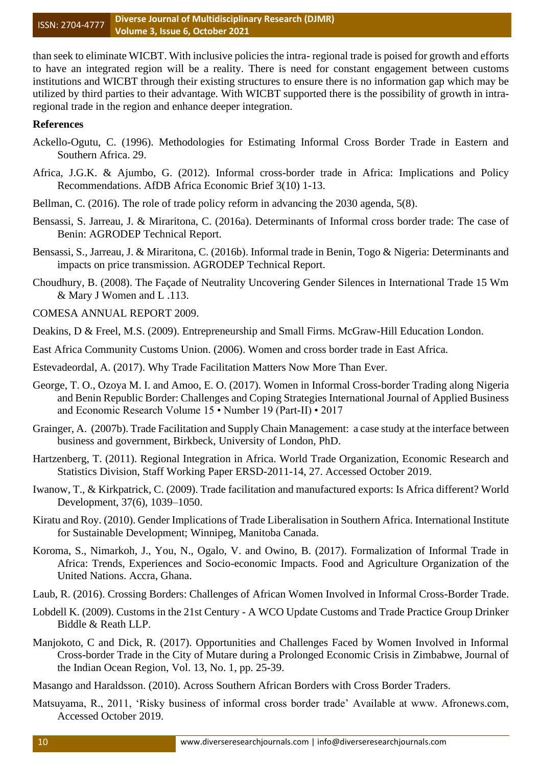than seek to eliminate WICBT. With inclusive policies the intra- regional trade is poised for growth and efforts to have an integrated region will be a reality. There is need for constant engagement between customs institutions and WICBT through their existing structures to ensure there is no information gap which may be utilized by third parties to their advantage. With WICBT supported there is the possibility of growth in intra-regional trade in the region and enhance deeper integration.

**References**

Ackello-Ogutu, C. (1996). Methodologies for Estimating Informal Cross Border Trade in Eastern and Southern Africa. 29.

Africa, J.G.K. & Ajumbo, G. (2012). Informal cross-border trade in Africa: Implications and Policy Recommendations. AfDB Africa Economic Brief 3(10) 1-13.

Bellman, C. (2016). The role of trade policy reform in advancing the 2030 agenda, 5(8).

Bensassi, S. Jarreau, J. & Miraritona, C. (2016a). Determinants of Informal cross border trade: The case of Benin: AGRODEP Technical Report.

Bensassi, S., Jarreau, J. & Miraritona, C. (2016b). Informal trade in Benin, Togo & Nigeria: Determinants and impacts on price transmission. AGRODEP Technical Report.

Choudhury, B. (2008). The Façade of Neutrality Uncovering Gender Silences in International Trade 15 Wm & Mary J Women and L .113.

COMESA ANNUAL REPORT 2009.

Deakins, D & Freel, M.S. (2009). Entrepreneurship and Small Firms. McGraw-Hill Education London.

East Africa Community Customs Union. (2006). Women and cross border trade in East Africa.

Estevadeordal, A. (2017). Why Trade Facilitation Matters Now More Than Ever.

George, T. O., Ozoya M. I. and Amoo, E. O. (2017). Women in Informal Cross-border Trading along Nigeria and Benin Republic Border: Challenges and Coping Strategies International Journal of Applied Business and Economic Research Volume 15 • Number 19 (Part-II) • 2017

Grainger, A. (2007b). Trade Facilitation and Supply Chain Management: a case study at the interface between business and government, Birkbeck, University of London, PhD.

Hartzenberg, T. (2011). Regional Integration in Africa. World Trade Organization, Economic Research and Statistics Division, Staff Working Paper ERSD-2011-14, 27. Accessed October 2019.

Iwanow, T., & Kirkpatrick, C. (2009). Trade facilitation and manufactured exports: Is Africa different? World Development, 37(6), 1039–1050.

Kiratu and Roy. (2010). Gender Implications of Trade Liberalisation in Southern Africa. International Institute for Sustainable Development; Winnipeg, Manitoba Canada.

Koroma, S., Nimarkoh, J., You, N., Ogalo, V. and Owino, B. (2017). Formalization of Informal Trade in Africa: Trends, Experiences and Socio-economic Impacts. Food and Agriculture Organization of the United Nations. Accra, Ghana.

Laub, R. (2016). Crossing Borders: Challenges of African Women Involved in Informal Cross-Border Trade.

Lobdell K. (2009). Customs in the 21st Century - A WCO Update Customs and Trade Practice Group Drinker Biddle & Reath LLP.

Manjokoto, C and Dick, R. (2017). Opportunities and Challenges Faced by Women Involved in Informal Cross-border Trade in the City of Mutare during a Prolonged Economic Crisis in Zimbabwe, Journal of the Indian Ocean Region, Vol. 13, No. 1, pp. 25-39.

Masango and Haraldsson. (2010). Across Southern African Borders with Cross Border Traders.

Matsuyama, R., 2011, 'Risky business of informal cross border trade' Available at www. Afronews.com, Accessed October 2019.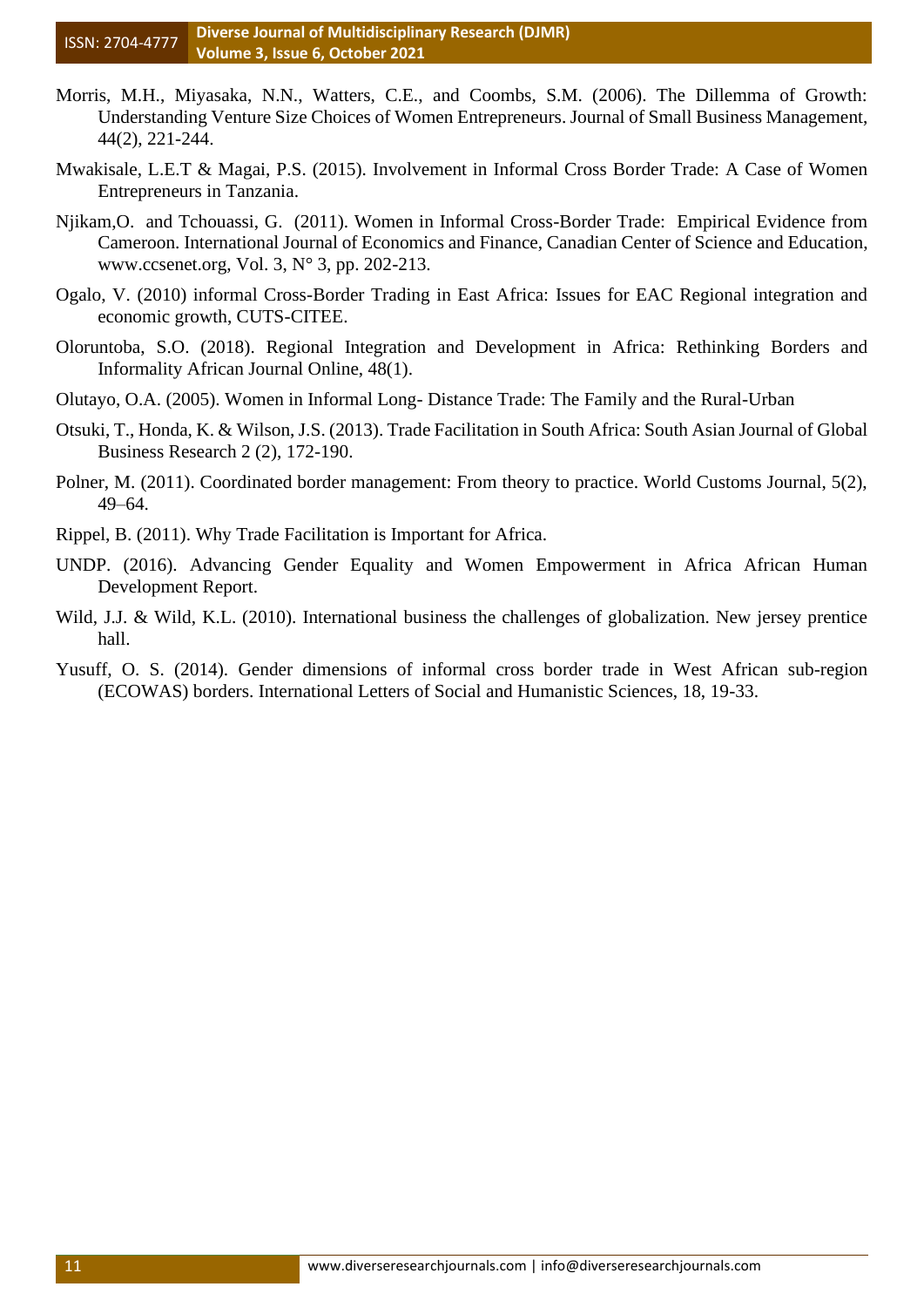Morris, M.H., Miyasaka, N.N., Watters, C.E., and Coombs, S.M. (2006). The Dillemma of Growth: Understanding Venture Size Choices of Women Entrepreneurs. Journal of Small Business Management, 44(2), 221-244.

Mwakisale, L.E.T & Magai, P.S. (2015). Involvement in Informal Cross Border Trade: A Case of Women Entrepreneurs in Tanzania.

Njikam,O. and Tchouassi, G. (2011). Women in Informal Cross-Border Trade: Empirical Evidence from Cameroon. International Journal of Economics and Finance, Canadian Center of Science and Education, www.ccsenet.org, Vol. 3, N° 3, pp. 202-213.

Ogalo, V. (2010) informal Cross-Border Trading in East Africa: Issues for EAC Regional integration and economic growth, CUTS-CITEE.

Oloruntoba, S.O. (2018). Regional Integration and Development in Africa: Rethinking Borders and Informality African Journal Online, 48(1).

Olutayo, O.A. (2005). Women in Informal Long- Distance Trade: The Family and the Rural-Urban

Otsuki, T., Honda, K. & Wilson, J.S. (2013). Trade Facilitation in South Africa: South Asian Journal of Global Business Research 2 (2), 172-190.

Polner, M. (2011). Coordinated border management: From theory to practice. World Customs Journal, 5(2), 49–64.

Rippel, B. (2011). Why Trade Facilitation is Important for Africa.

UNDP. (2016). Advancing Gender Equality and Women Empowerment in Africa African Human Development Report.

Wild, J.J. & Wild, K.L. (2010). International business the challenges of globalization. New jersey prentice hall.

Yusuff, O. S. (2014). Gender dimensions of informal cross border trade in West African sub-region (ECOWAS) borders. International Letters of Social and Humanistic Sciences, 18, 19-33.